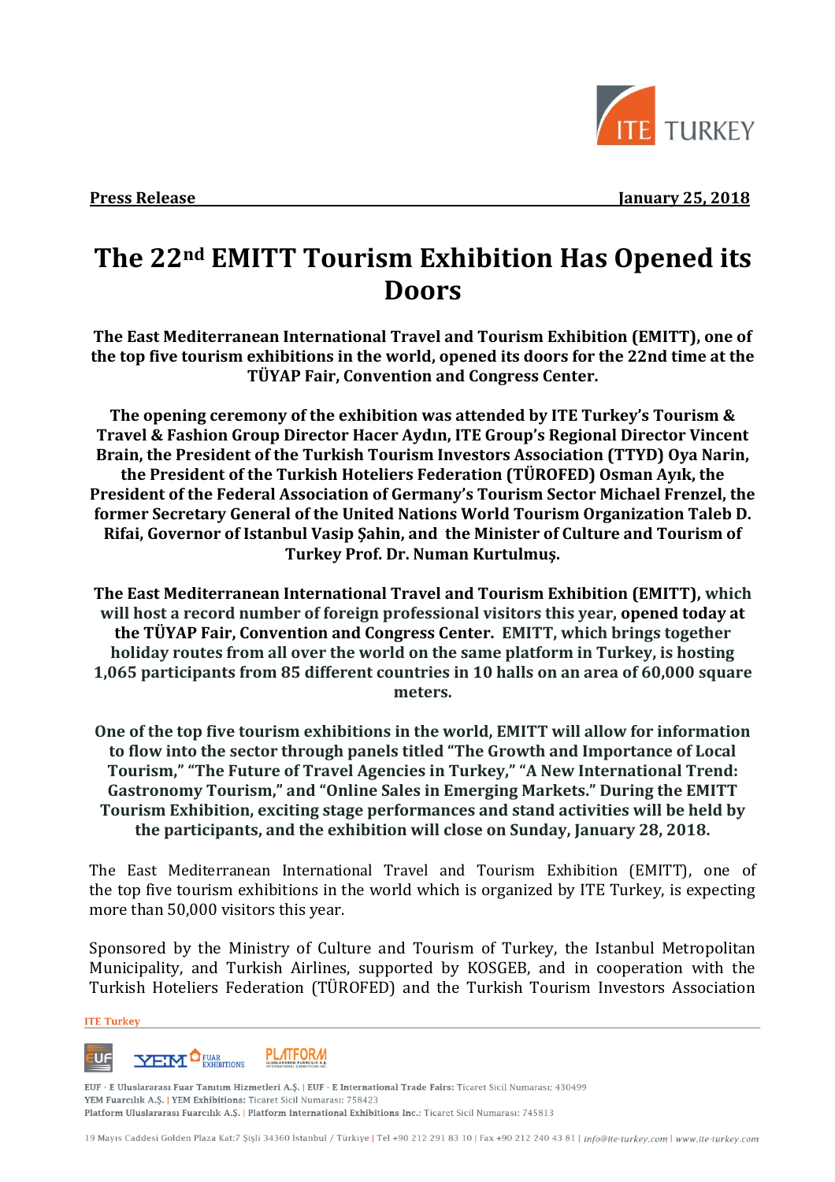**Press Release** **January 25, 2018**

# The 22nd EMITT Tourism Exhibition Has Opened its Doors

**The East Mediterranean International Travel and Tourism Exhibition (EMITT), one of the top five tourism exhibitions in the world, opened its doors for the 22nd time at the TÜYAP Fair, Convention and Congress Center.**

**The opening ceremony of the exhibition was attended by ITE Turkey's Tourism & Travel & Fashion Group Director Hacer Aydın, ITE Group's Regional Director Vincent Brain, the President of the Turkish Tourism Investors Association (TTYD) Oya Narin, the President of the Turkish Hoteliers Federation (TÜROFED) Osman Ayık, the President of the Federal Association of Germany's Tourism Sector Michael Frenzel, the former Secretary General of the United Nations World Tourism Organization Taleb D. Rifai, Governor of Istanbul Vasip Şahin, and the Minister of Culture and Tourism of Turkey Prof. Dr. Numan Kurtulmuş.**

**The East Mediterranean International Travel and Tourism Exhibition (EMITT), which will host a record number of foreign professional visitors this year, opened today at the TÜYAP Fair, Convention and Congress Center. EMITT, which brings together holiday routes from all over the world on the same platform in Turkey, is hosting 1,065 participants from 85 different countries in 10 halls on an area of 60,000 square meters.**

**One of the top five tourism exhibitions in the world, EMITT will allow for information to flow into the sector through panels titled "The Growth and Importance of Local Tourism," "The Future of Travel Agencies in Turkey," "A New International Trend: Gastronomy Tourism," and "Online Sales in Emerging Markets." During the EMITT Tourism Exhibition, exciting stage performances and stand activities will be held by the participants, and the exhibition will close on Sunday, January 28, 2018.**

The East Mediterranean International Travel and Tourism Exhibition (EMITT), one of the top five tourism exhibitions in the world which is organized by ITE Turkey, is expecting more than 50,000 visitors this year.

Sponsored by the Ministry of Culture and Tourism of Turkey, the Istanbul Metropolitan Municipality, and Turkish Airlines, supported by KOSGEB, and in cooperation with the Turkish Hoteliers Federation (TÜROFED) and the Turkish Tourism Investors Association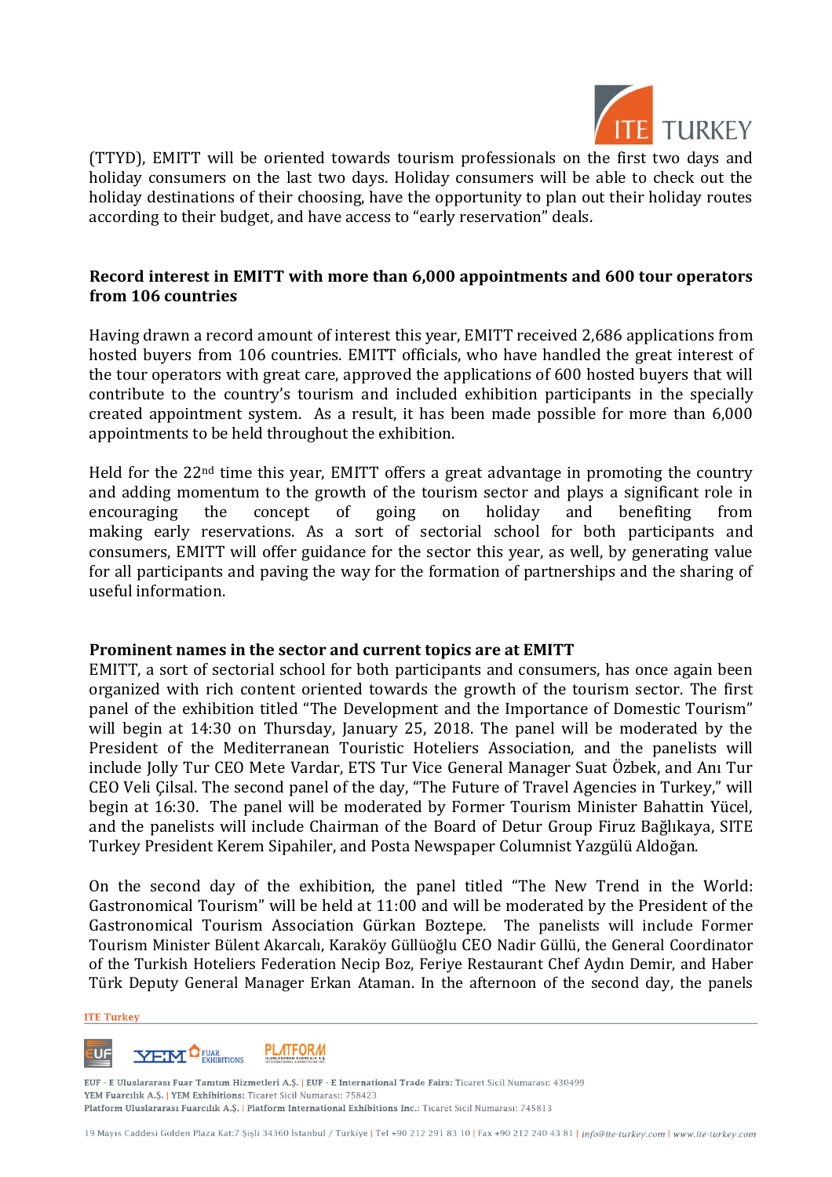(TTYD), EMITT will be oriented towards tourism professionals on the first two days and holiday consumers on the last two days. Holiday consumers will be able to check out the holiday destinations of their choosing, have the opportunity to plan out their holiday routes according to their budget, and have access to "early reservation" deals.

**Record interest in EMITT with more than 6,000 appointments and 600 tour operators from 106 countries**

Having drawn a record amount of interest this year, EMITT received 2,686 applications from hosted buyers from 106 countries. EMITT officials, who have handled the great interest of the tour operators with great care, approved the applications of 600 hosted buyers that will contribute to the country's tourism and included exhibition participants in the specially created appointment system. As a result, it has been made possible for more than 6,000 appointments to be held throughout the exhibition.

Held for the 22nd time this year, EMITT offers a great advantage in promoting the country and adding momentum to the growth of the tourism sector and plays a significant role in encouraging the concept of going on holiday and benefiting from making early reservations. As a sort of sectorial school for both participants and consumers, EMITT will offer guidance for the sector this year, as well, by generating value for all participants and paving the way for the formation of partnerships and the sharing of useful information.

**Prominent names in the sector and current topics are at EMITT**

EMITT, a sort of sectorial school for both participants and consumers, has once again been organized with rich content oriented towards the growth of the tourism sector. The first panel of the exhibition titled "The Development and the Importance of Domestic Tourism" will begin at 14:30 on Thursday, January 25, 2018. The panel will be moderated by the President of the Mediterranean Touristic Hoteliers Association, and the panelists will include Jolly Tur CEO Mete Vardar, ETS Tur Vice General Manager Suat Özbek, and Anı Tur CEO Veli Çilsal. The second panel of the day, "The Future of Travel Agencies in Turkey," will begin at 16:30. The panel will be moderated by Former Tourism Minister Bahattin Yücel, and the panelists will include Chairman of the Board of Detur Group Firuz Bağlıkaya, SITE Turkey President Kerem Sipahiler, and Posta Newspaper Columnist Yazgülü Aldoğan.

On the second day of the exhibition, the panel titled "The New Trend in the World: Gastronomical Tourism" will be held at 11:00 and will be moderated by the President of the Gastronomical Tourism Association Gürkan Boztepe. The panelists will include Former Tourism Minister Bülent Akarcalı, Karaköy Güllüoğlu CEO Nadir Güllü, the General Coordinator of the Turkish Hoteliers Federation Necip Boz, Feriye Restaurant Chef Aydın Demir, and Haber Türk Deputy General Manager Erkan Ataman. In the afternoon of the second day, the panels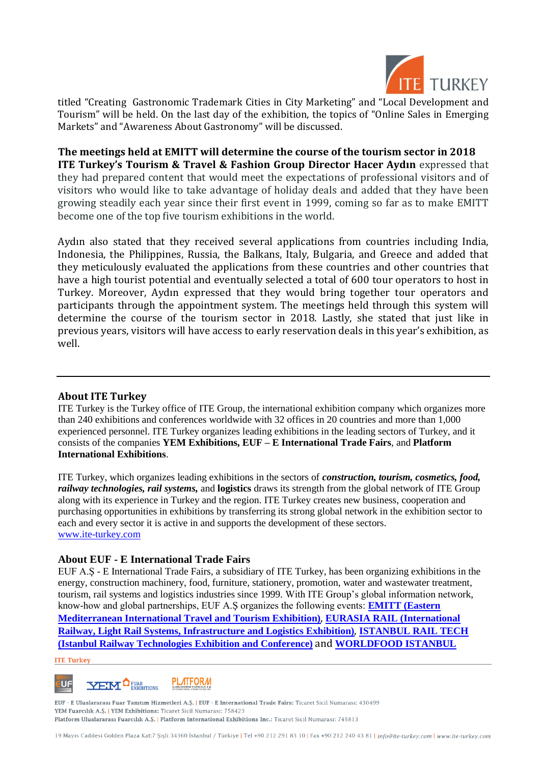titled “Creating Gastronomic Trademark Cities in City Marketing” and “Local Development and Tourism” will be held. On the last day of the exhibition, the topics of “Online Sales in Emerging Markets” and “Awareness About Gastronomy” will be discussed.

**The meetings held at EMITT will determine the course of the tourism sector in 2018**

**ITE Turkey’s Tourism & Travel & Fashion Group Director Hacer Aydın** expressed that they had prepared content that would meet the expectations of professional visitors and of visitors who would like to take advantage of holiday deals and added that they have been growing steadily each year since their first event in 1999, coming so far as to make EMITT become one of the top five tourism exhibitions in the world.

Aydın also stated that they received several applications from countries including India, Indonesia, the Philippines, Russia, the Balkans, Italy, Bulgaria, and Greece and added that they meticulously evaluated the applications from these countries and other countries that have a high tourist potential and eventually selected a total of 600 tour operators to host in Turkey. Moreover, Aydın expressed that they would bring together tour operators and participants through the appointment system. The meetings held through this system will determine the course of the tourism sector in 2018. Lastly, she stated that just like in previous years, visitors will have access to early reservation deals in this year’s exhibition, as well.

---

## About ITE Turkey

ITE Turkey is the Turkey office of ITE Group, the international exhibition company which organizes more than 240 exhibitions and conferences worldwide with 32 offices in 20 countries and more than 1,000 experienced personnel. ITE Turkey organizes leading exhibitions in the leading sectors of Turkey, and it consists of the companies **YEM Exhibitions, EUF – E International Trade Fairs**, and **Platform International Exhibitions**.

ITE Turkey, which organizes leading exhibitions in the sectors of ***construction, tourism, cosmetics, food, railway technologies, rail systems,*** and **logistics** draws its strength from the global network of ITE Group along with its experience in Turkey and the region. ITE Turkey creates new business, cooperation and purchasing opportunities in exhibitions by transferring its strong global network in the exhibition sector to each and every sector it is active in and supports the development of these sectors.
www.ite-turkey.com

## About EUF - E International Trade Fairs

EUF A.Ş - E International Trade Fairs, a subsidiary of ITE Turkey, has been organizing exhibitions in the energy, construction machinery, food, furniture, stationery, promotion, water and wastewater treatment, tourism, rail systems and logistics industries since 1999. With ITE Group’s global information network, know-how and global partnerships, EUF A.Ş organizes the following events: **EMITT (Eastern Mediterranean International Travel and Tourism Exhibition)**, **EURASIA RAIL (International Railway, Light Rail Systems, Infrastructure and Logistics Exhibition)**, **ISTANBUL RAIL TECH (Istanbul Railway Technologies Exhibition and Conference)** and **WORLDFOOD ISTANBUL**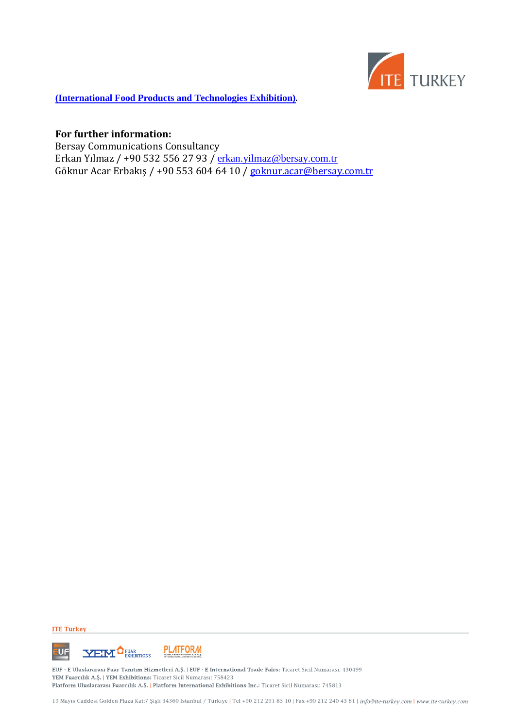[(International Food Products and Technologies Exhibition)](#).

**For further information:**
Bersay Communications Consultancy
Erkan Yılmaz / +90 532 556 27 93 / erkan.yilmaz@bersay.com.tr
Göknur Acar Erbakış / +90 553 604 64 10 / goknur.acar@bersay.com.tr